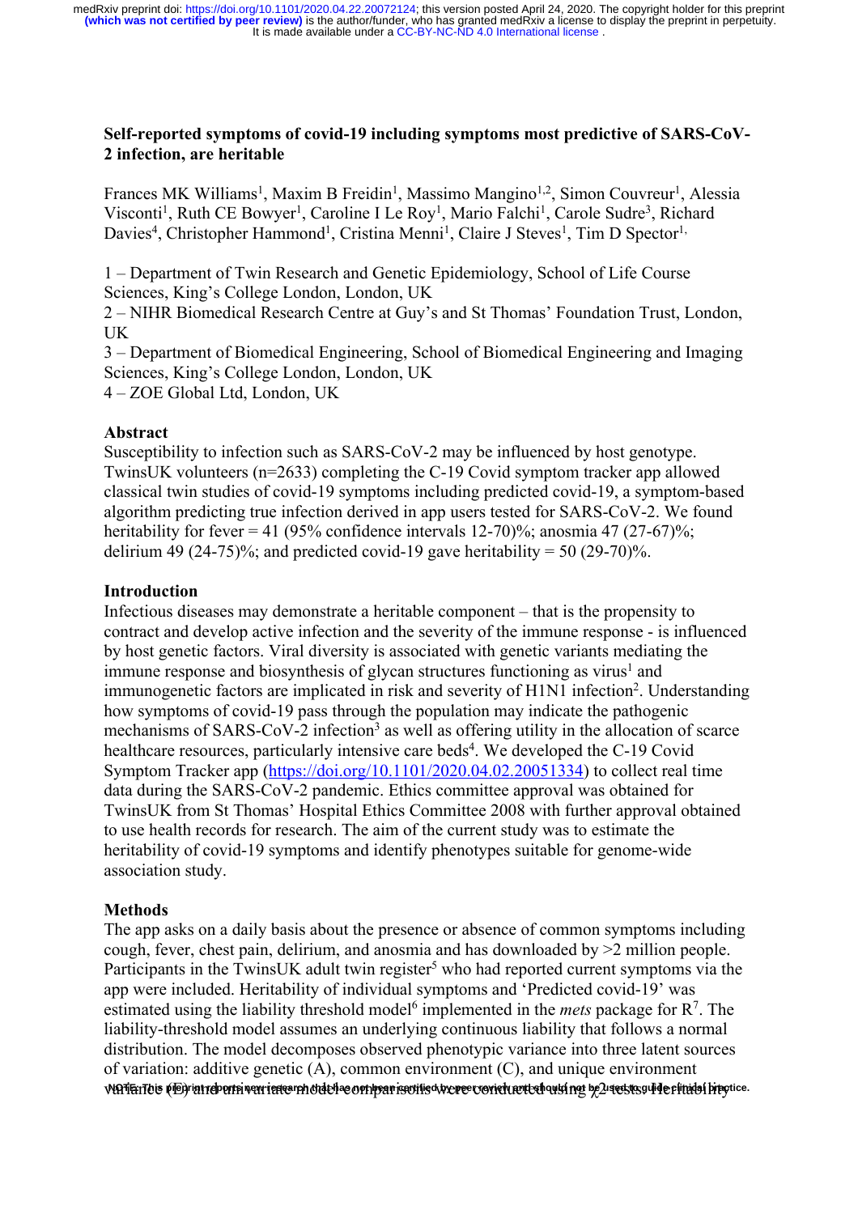**Self-reported symptoms of covid-19 including symptoms most predictive of SARS-CoV-2 infection, are heritable**

Frances MK Williams[1], Maxim B Freidin[1], Massimo Mangino[1,2], Simon Couvreur[1], Alessia Visconti[1], Ruth CE Bowyer[1], Caroline I Le Roy[1], Mario Falchi[1], Carole Sudre[3], Richard Davies[4], Christopher Hammond[1], Cristina Menni[1], Claire J Steves[1], Tim D Spector[1,]

1 – Department of Twin Research and Genetic Epidemiology, School of Life Course Sciences, King's College London, London, UK
2 – NIHR Biomedical Research Centre at Guy's and St Thomas' Foundation Trust, London, UK
3 – Department of Biomedical Engineering, School of Biomedical Engineering and Imaging Sciences, King's College London, London, UK
4 – ZOE Global Ltd, London, UK

## Abstract

Susceptibility to infection such as SARS-CoV-2 may be influenced by host genotype. TwinsUK volunteers (n=2633) completing the C-19 Covid symptom tracker app allowed classical twin studies of covid-19 symptoms including predicted covid-19, a symptom-based algorithm predicting true infection derived in app users tested for SARS-CoV-2. We found heritability for fever = 41 (95% confidence intervals 12-70)%; anosmia 47 (27-67)%; delirium 49 (24-75)%; and predicted covid-19 gave heritability = 50 (29-70)%.

## Introduction

Infectious diseases may demonstrate a heritable component – that is the propensity to contract and develop active infection and the severity of the immune response - is influenced by host genetic factors. Viral diversity is associated with genetic variants mediating the immune response and biosynthesis of glycan structures functioning as virus[1] and immunogenetic factors are implicated in risk and severity of H1N1 infection[2]. Understanding how symptoms of covid-19 pass through the population may indicate the pathogenic mechanisms of SARS-CoV-2 infection[3] as well as offering utility in the allocation of scarce healthcare resources, particularly intensive care beds[4]. We developed the C-19 Covid Symptom Tracker app (https://doi.org/10.1101/2020.04.02.20051334) to collect real time data during the SARS-CoV-2 pandemic. Ethics committee approval was obtained for TwinsUK from St Thomas' Hospital Ethics Committee 2008 with further approval obtained to use health records for research. The aim of the current study was to estimate the heritability of covid-19 symptoms and identify phenotypes suitable for genome-wide association study.

## Methods

The app asks on a daily basis about the presence or absence of common symptoms including cough, fever, chest pain, delirium, and anosmia and has downloaded by >2 million people. Participants in the TwinsUK adult twin register[5] who had reported current symptoms via the app were included. Heritability of individual symptoms and 'Predicted covid-19' was estimated using the liability threshold model[6] implemented in the *mets* package for R[7]. The liability-threshold model assumes an underlying continuous liability that follows a normal distribution. The model decomposes observed phenotypic variance into three latent sources of variation: additive genetic (A), common environment (C), and unique environment variance (E) and univariate model comparisons were conducted using $\chi^2$ tests. Heritability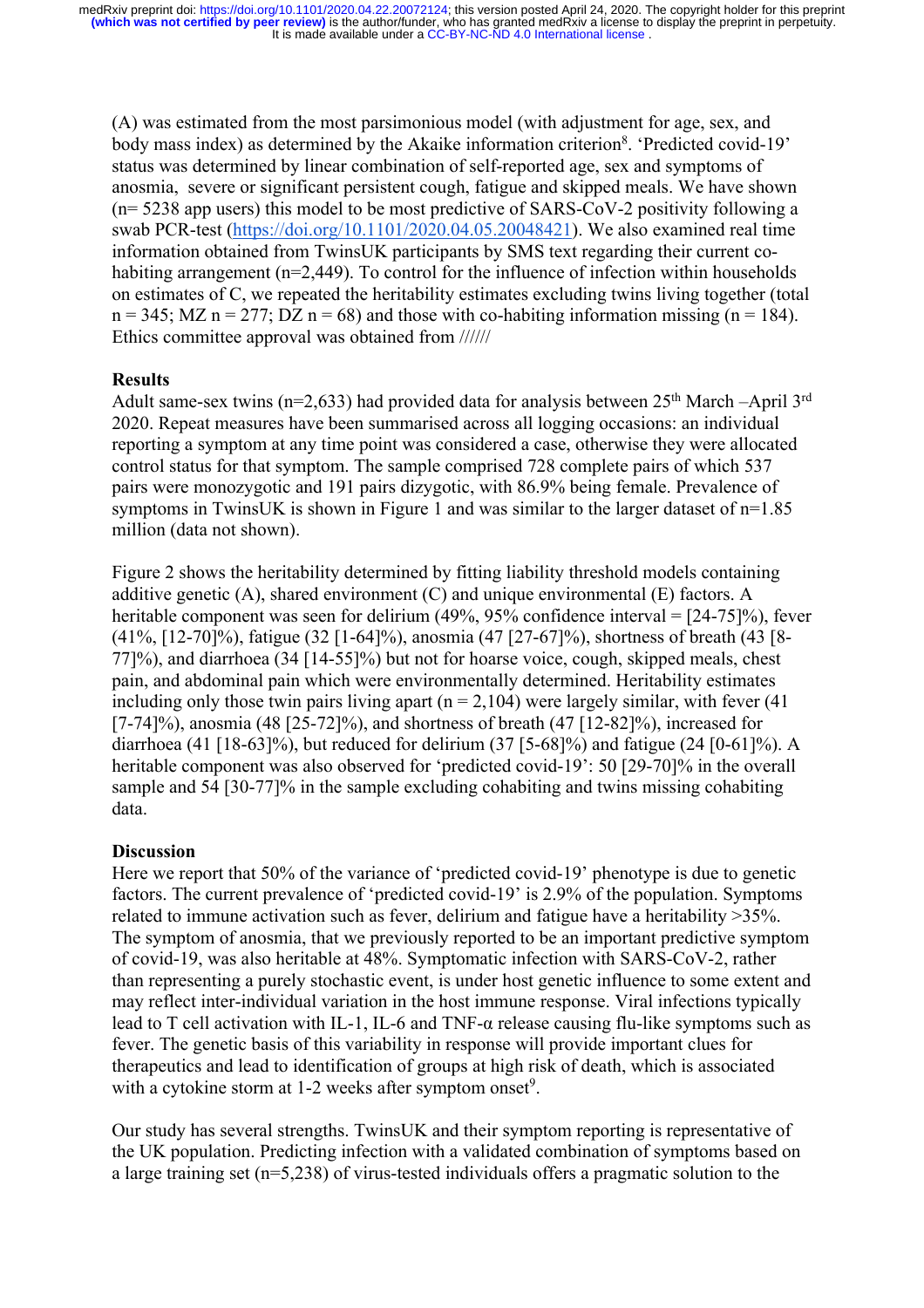(A) was estimated from the most parsimonious model (with adjustment for age, sex, and body mass index) as determined by the Akaike information criterion[8]. 'Predicted covid-19' status was determined by linear combination of self-reported age, sex and symptoms of anosmia, severe or significant persistent cough, fatigue and skipped meals. We have shown (n= 5238 app users) this model to be most predictive of SARS-CoV-2 positivity following a swab PCR-test (https://doi.org/10.1101/2020.04.05.20048421). We also examined real time information obtained from TwinsUK participants by SMS text regarding their current co-habiting arrangement (n=2,449). To control for the influence of infection within households on estimates of C, we repeated the heritability estimates excluding twins living together (total n = 345; MZ n = 277; DZ n = 68) and those with co-habiting information missing (n = 184). Ethics committee approval was obtained from //////

## Results

Adult same-sex twins (n=2,633) had provided data for analysis between 25th March –April 3rd 2020. Repeat measures have been summarised across all logging occasions: an individual reporting a symptom at any time point was considered a case, otherwise they were allocated control status for that symptom. The sample comprised 728 complete pairs of which 537 pairs were monozygotic and 191 pairs dizygotic, with 86.9% being female. Prevalence of symptoms in TwinsUK is shown in Figure 1 and was similar to the larger dataset of n=1.85 million (data not shown).

Figure 2 shows the heritability determined by fitting liability threshold models containing additive genetic (A), shared environment (C) and unique environmental (E) factors. A heritable component was seen for delirium (49%, 95% confidence interval = [24-75]%), fever (41%, [12-70]%), fatigue (32 [1-64]%), anosmia (47 [27-67]%), shortness of breath (43 [8-77]%), and diarrhoea (34 [14-55]%) but not for hoarse voice, cough, skipped meals, chest pain, and abdominal pain which were environmentally determined. Heritability estimates including only those twin pairs living apart (n = 2,104) were largely similar, with fever (41 [7-74]%), anosmia (48 [25-72]%), and shortness of breath (47 [12-82]%), increased for diarrhoea (41 [18-63]%), but reduced for delirium (37 [5-68]%) and fatigue (24 [0-61]%). A heritable component was also observed for 'predicted covid-19': 50 [29-70]% in the overall sample and 54 [30-77]% in the sample excluding cohabiting and twins missing cohabiting data.

## Discussion

Here we report that 50% of the variance of 'predicted covid-19' phenotype is due to genetic factors. The current prevalence of 'predicted covid-19' is 2.9% of the population. Symptoms related to immune activation such as fever, delirium and fatigue have a heritability >35%. The symptom of anosmia, that we previously reported to be an important predictive symptom of covid-19, was also heritable at 48%. Symptomatic infection with SARS-CoV-2, rather than representing a purely stochastic event, is under host genetic influence to some extent and may reflect inter-individual variation in the host immune response. Viral infections typically lead to T cell activation with IL-1, IL-6 and TNF-α release causing flu-like symptoms such as fever. The genetic basis of this variability in response will provide important clues for therapeutics and lead to identification of groups at high risk of death, which is associated with a cytokine storm at 1-2 weeks after symptom onset[9].

Our study has several strengths. TwinsUK and their symptom reporting is representative of the UK population. Predicting infection with a validated combination of symptoms based on a large training set (n=5,238) of virus-tested individuals offers a pragmatic solution to the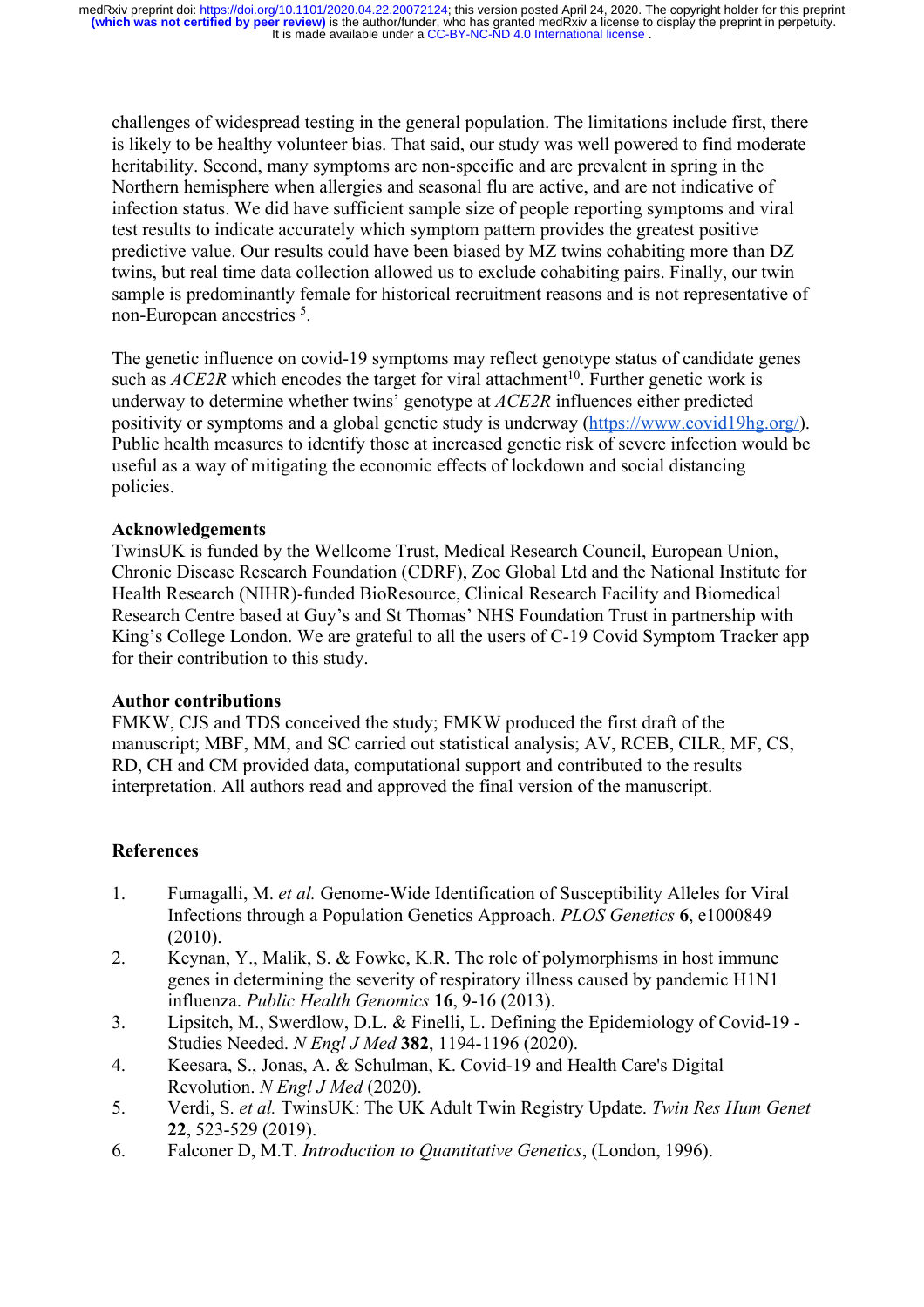challenges of widespread testing in the general population. The limitations include first, there is likely to be healthy volunteer bias. That said, our study was well powered to find moderate heritability. Second, many symptoms are non-specific and are prevalent in spring in the Northern hemisphere when allergies and seasonal flu are active, and are not indicative of infection status. We did have sufficient sample size of people reporting symptoms and viral test results to indicate accurately which symptom pattern provides the greatest positive predictive value. Our results could have been biased by MZ twins cohabiting more than DZ twins, but real time data collection allowed us to exclude cohabiting pairs. Finally, our twin sample is predominantly female for historical recruitment reasons and is not representative of non-European ancestries [5].

The genetic influence on covid-19 symptoms may reflect genotype status of candidate genes such as *ACE2R* which encodes the target for viral attachment[10]. Further genetic work is underway to determine whether twins' genotype at *ACE2R* influences either predicted positivity or symptoms and a global genetic study is underway (https://www.covid19hg.org/). Public health measures to identify those at increased genetic risk of severe infection would be useful as a way of mitigating the economic effects of lockdown and social distancing policies.

**Acknowledgements**

TwinsUK is funded by the Wellcome Trust, Medical Research Council, European Union, Chronic Disease Research Foundation (CDRF), Zoe Global Ltd and the National Institute for Health Research (NIHR)-funded BioResource, Clinical Research Facility and Biomedical Research Centre based at Guy's and St Thomas' NHS Foundation Trust in partnership with King's College London. We are grateful to all the users of C-19 Covid Symptom Tracker app for their contribution to this study.

**Author contributions**

FMKW, CJS and TDS conceived the study; FMKW produced the first draft of the manuscript; MBF, MM, and SC carried out statistical analysis; AV, RCEB, CILR, MF, CS, RD, CH and CM provided data, computational support and contributed to the results interpretation. All authors read and approved the final version of the manuscript.

**References**

1. Fumagalli, M. *et al.* Genome-Wide Identification of Susceptibility Alleles for Viral Infections through a Population Genetics Approach. *PLOS Genetics* **6**, e1000849 (2010).
2. Keynan, Y., Malik, S. & Fowke, K.R. The role of polymorphisms in host immune genes in determining the severity of respiratory illness caused by pandemic H1N1 influenza. *Public Health Genomics* **16**, 9-16 (2013).
3. Lipsitch, M., Swerdlow, D.L. & Finelli, L. Defining the Epidemiology of Covid-19 - Studies Needed. *N Engl J Med* **382**, 1194-1196 (2020).
4. Keesara, S., Jonas, A. & Schulman, K. Covid-19 and Health Care's Digital Revolution. *N Engl J Med* (2020).
5. Verdi, S. *et al.* TwinsUK: The UK Adult Twin Registry Update. *Twin Res Hum Genet* **22**, 523-529 (2019).
6. Falconer D, M.T. *Introduction to Quantitative Genetics*, (London, 1996).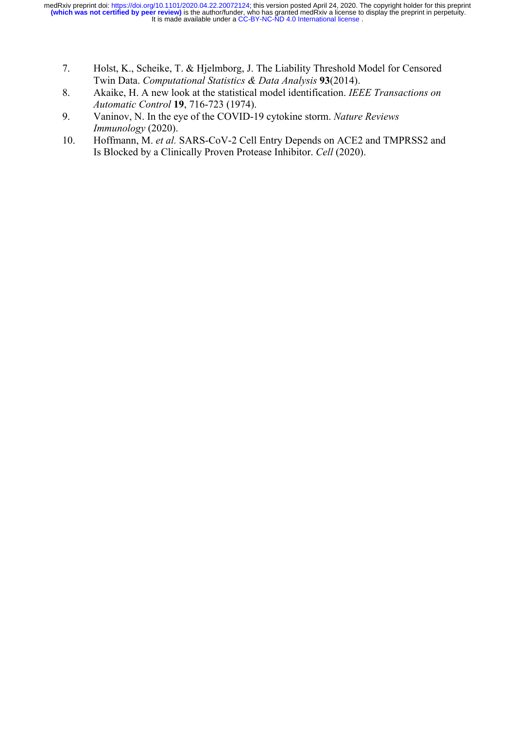7. Holst, K., Scheike, T. & Hjelmborg, J. The Liability Threshold Model for Censored Twin Data. *Computational Statistics & Data Analysis* **93**(2014).
8. Akaike, H. A new look at the statistical model identification. *IEEE Transactions on Automatic Control* **19**, 716-723 (1974).
9. Vaninov, N. In the eye of the COVID-19 cytokine storm. *Nature Reviews Immunology* (2020).
10. Hoffmann, M. *et al.* SARS-CoV-2 Cell Entry Depends on ACE2 and TMPRSS2 and Is Blocked by a Clinically Proven Protease Inhibitor. *Cell* (2020).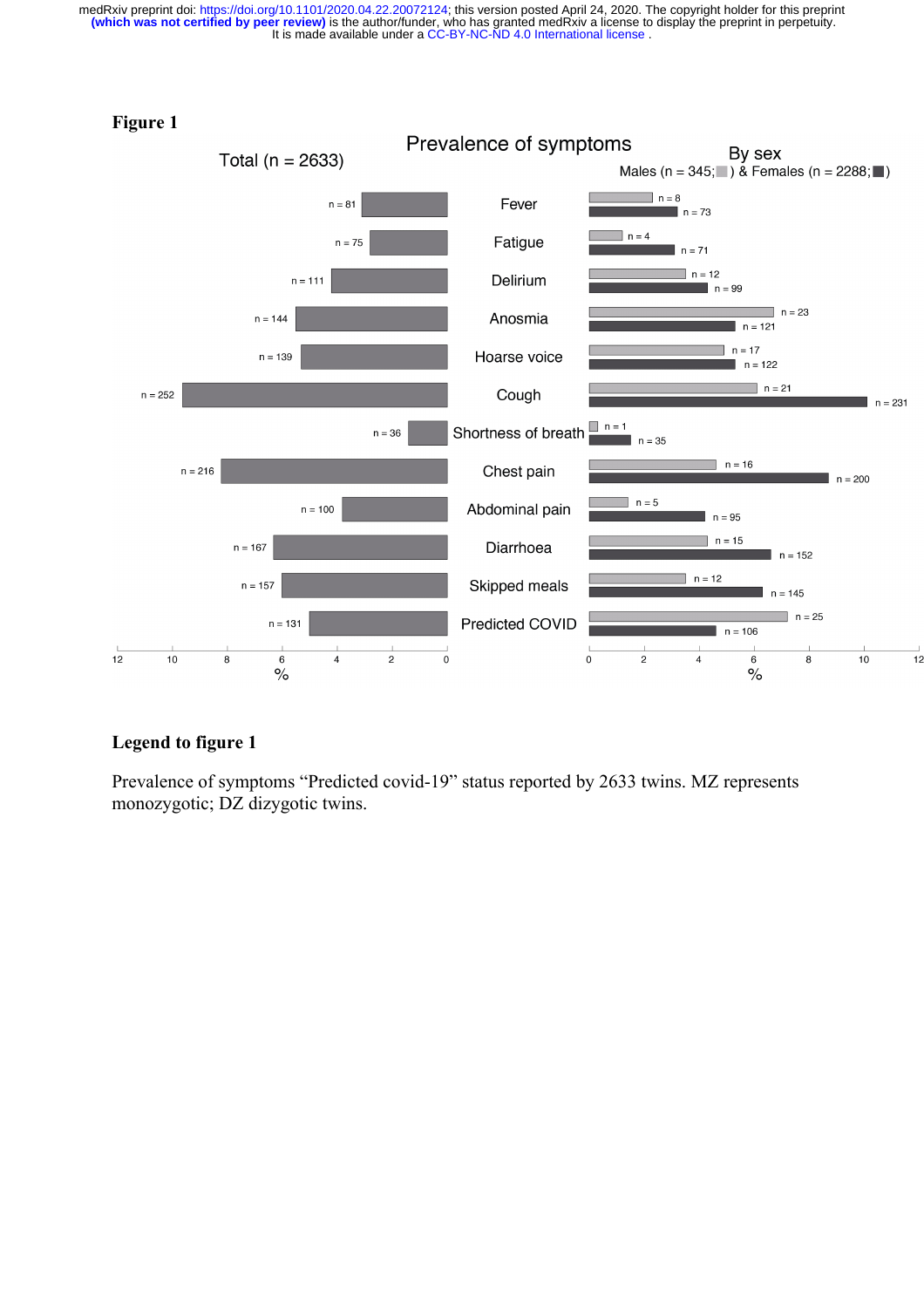**Figure 1**

Prevalence of symptoms

| Symptom | Total (n = 2633) | Males (n = 345) | Females (n = 2288) |
|---|---|---|---|
| Fever | n = 81 | n = 8 | n = 73 |
| Fatigue | n = 75 | n = 4 | n = 71 |
| Delirium | n = 111 | n = 12 | n = 99 |
| Anosmia | n = 144 | n = 23 | n = 121 |
| Hoarse voice | n = 139 | n = 17 | n = 122 |
| Cough | n = 252 | n = 21 | n = 231 |
| Shortness of breath | n = 36 | n = 1 | n = 35 |
| Chest pain | n = 216 | n = 16 | n = 200 |
| Abdominal pain | n = 100 | n = 5 | n = 95 |
| Diarrhoea | n = 167 | n = 15 | n = 152 |
| Skipped meals | n = 157 | n = 12 | n = 145 |
| Predicted COVID | n = 131 | n = 25 | n = 106 |

**Legend to figure 1**

Prevalence of symptoms "Predicted covid-19" status reported by 2633 twins. MZ represents monozygotic; DZ dizygotic twins.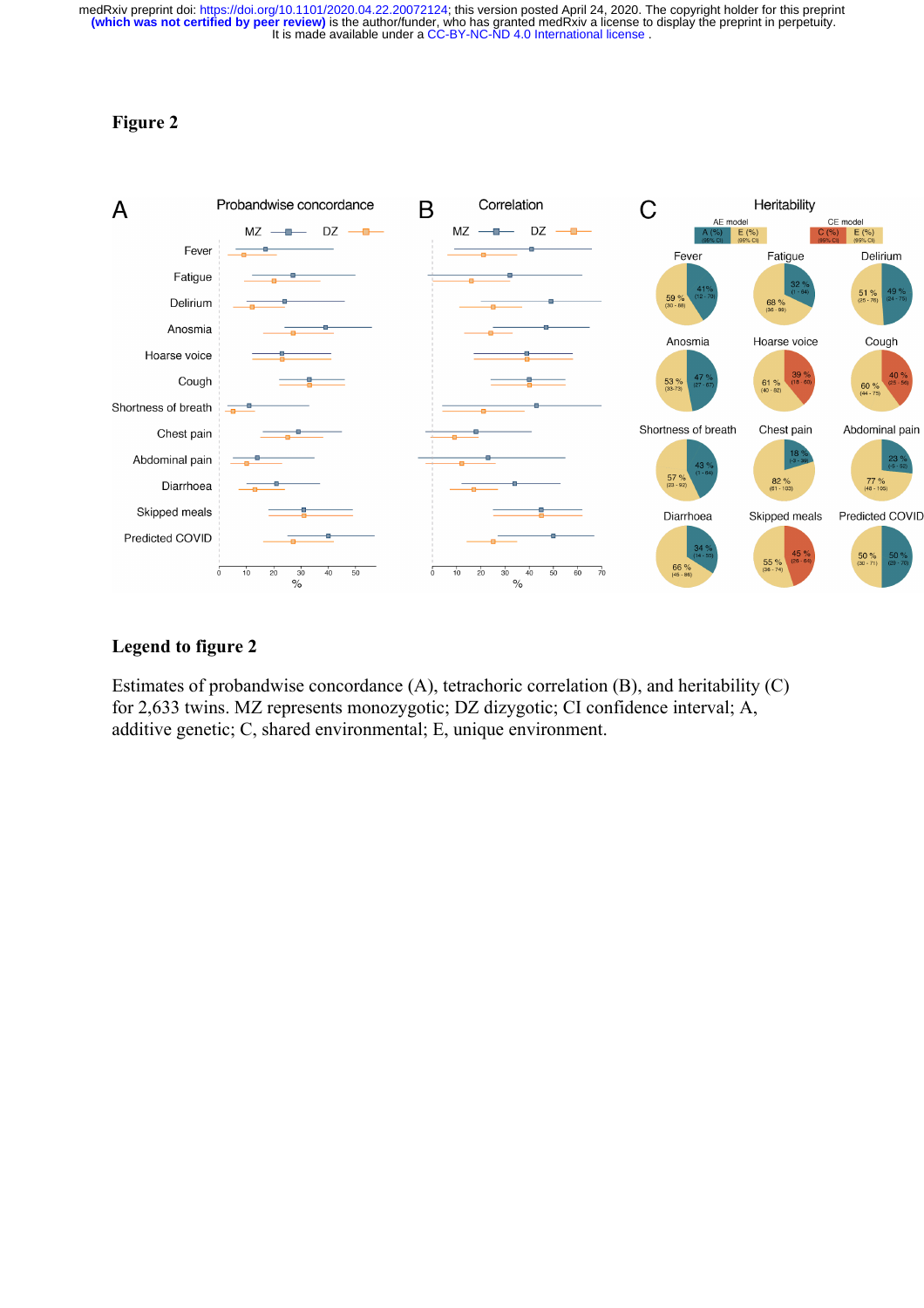# Figure 2

A

Probandwise concordance

MZ DZ

Fever

Fatigue

Delirium

Anosmia

Hoarse voice

Cough

Shortness of breath

Chest pain

Abdominal pain

Diarrhoea

Skipped meals

Predicted COVID

0 10 20 30 40 50

%

B

Correlation

MZ DZ

0 10 20 30 40 50 60 70

%

C

Heritability

AE model

A (%) (95% CI) E (%) (95% CI)

CE model

C (%) (95% CI) E (%) (95% CI)

Fever: 41% (12 - 70); 59 % (30 - 88)

Fatigue: 32 % (1 - 64); 68 % (36 - 99)

Delirium: 49 % (24 - 75); 51 % (25 - 76)

Anosmia: 47 % (27 - 67); 53 % (33-73)

Hoarse voice: 39 % (18 - 60); 61 % (40 - 82)

Cough: 40 % (25 - 56); 60 % (44 - 75)

Shortness of breath: 43 % (7 - 84); 57 % (23 - 92)

Chest pain: 18 % (-3 - 39); 82 % (61 - 103)

Abdominal pain: 23 % (-5 - 52); 77 % (48 - 105)

Diarrhoea: 34 % (14 - 55); 66 % (45 - 86)

Skipped meals: 45 % (26 - 64); 55 % (36 - 74)

Predicted COVID: 50 % (29 - 70); 50 % (30 - 71)

## Legend to figure 2

Estimates of probandwise concordance (A), tetrachoric correlation (B), and heritability (C) for 2,633 twins. MZ represents monozygotic; DZ dizygotic; CI confidence interval; A, additive genetic; C, shared environmental; E, unique environment.